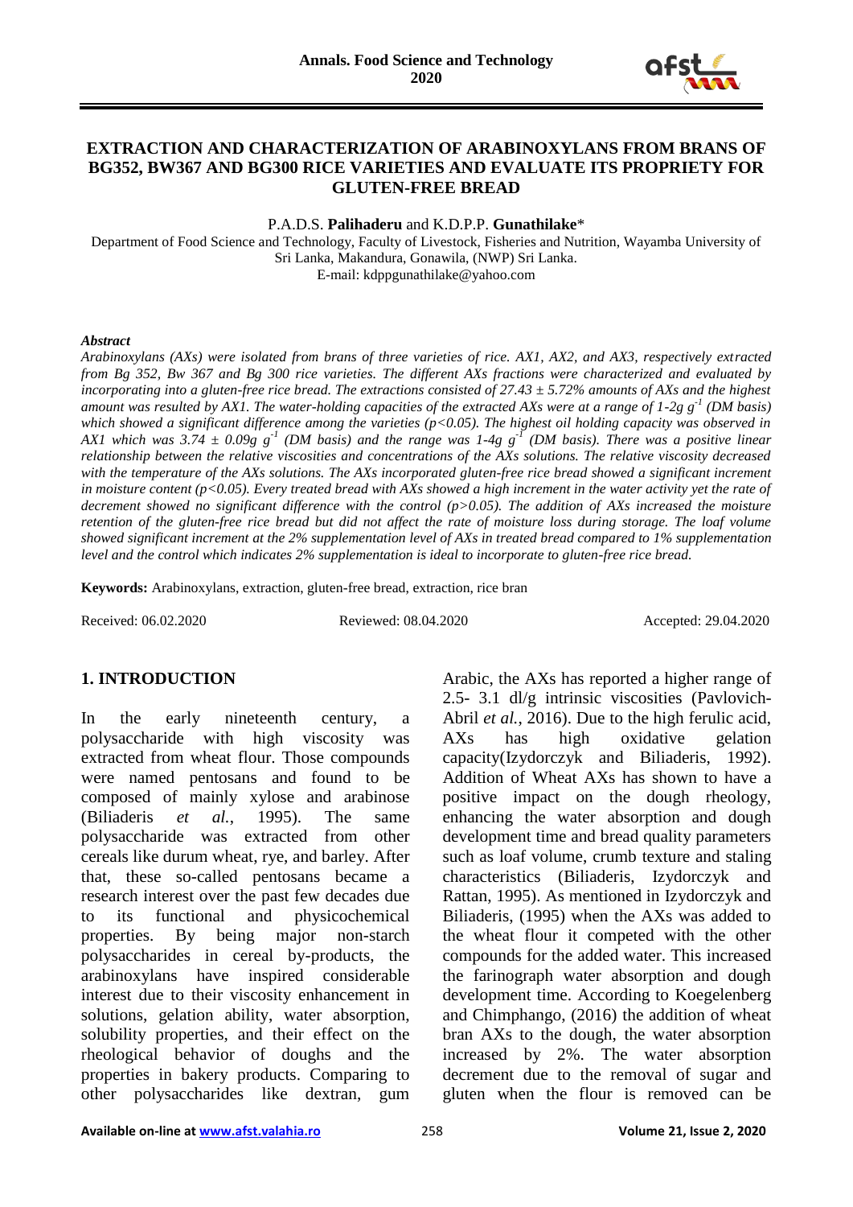# EXTRACTION AND CHARACTERIZATION OF ARABINOXYLANS FROM BRANS OF BG352, BW367 AND BG300 RICE VARIETIES AND EVALUATE ITS PROPRIETY FOR GLUTEN-FREE BREAD

P.A.D.S. **Palihaderu** and K.D.P.P. **Gunathilake***

Department of Food Science and Technology, Faculty of Livestock, Fisheries and Nutrition, Wayamba University of Sri Lanka, Makandura, Gonawila, (NWP) Sri Lanka.
E-mail: kdppgunathilake@yahoo.com

***Abstract***

*Arabinoxylans (AXs) were isolated from brans of three varieties of rice. AX1, AX2, and AX3, respectively extracted from Bg 352, Bw 367 and Bg 300 rice varieties. The different AXs fractions were characterized and evaluated by incorporating into a gluten-free rice bread. The extractions consisted of 27.43 ± 5.72% amounts of AXs and the highest amount was resulted by AX1. The water-holding capacities of the extracted AXs were at a range of 1-2g $g^{-1}$ (DM basis) which showed a significant difference among the varieties ($p<0.05$). The highest oil holding capacity was observed in AX1 which was 3.74 ± 0.09g $g^{-1}$ (DM basis) and the range was 1-4g $g^{-1}$ (DM basis). There was a positive linear relationship between the relative viscosities and concentrations of the AXs solutions. The relative viscosity decreased with the temperature of the AXs solutions. The AXs incorporated gluten-free rice bread showed a significant increment in moisture content ($p<0.05$). Every treated bread with AXs showed a high increment in the water activity yet the rate of decrement showed no significant difference with the control ($p>0.05$). The addition of AXs increased the moisture retention of the gluten-free rice bread but did not affect the rate of moisture loss during storage. The loaf volume showed significant increment at the 2% supplementation level of AXs in treated bread compared to 1% supplementation level and the control which indicates 2% supplementation is ideal to incorporate to gluten-free rice bread.*

**Keywords:** Arabinoxylans, extraction, gluten-free bread, extraction, rice bran

Received: 06.02.2020 Reviewed: 08.04.2020 Accepted: 29.04.2020

## 1. INTRODUCTION

In the early nineteenth century, a polysaccharide with high viscosity was extracted from wheat flour. Those compounds were named pentosans and found to be composed of mainly xylose and arabinose (Biliaderis *et al.*, 1995). The same polysaccharide was extracted from other cereals like durum wheat, rye, and barley. After that, these so-called pentosans became a research interest over the past few decades due to its functional and physicochemical properties. By being major non-starch polysaccharides in cereal by-products, the arabinoxylans have inspired considerable interest due to their viscosity enhancement in solutions, gelation ability, water absorption, solubility properties, and their effect on the rheological behavior of doughs and the properties in bakery products. Comparing to other polysaccharides like dextran, gum Arabic, the AXs has reported a higher range of 2.5- 3.1 dl/g intrinsic viscosities (Pavlovich-Abril *et al.*, 2016). Due to the high ferulic acid, AXs has high oxidative gelation capacity(Izydorczyk and Biliaderis, 1992). Addition of Wheat AXs has shown to have a positive impact on the dough rheology, enhancing the water absorption and dough development time and bread quality parameters such as loaf volume, crumb texture and staling characteristics (Biliaderis, Izydorczyk and Rattan, 1995). As mentioned in Izydorczyk and Biliaderis, (1995) when the AXs was added to the wheat flour it competed with the other compounds for the added water. This increased the farinograph water absorption and dough development time. According to Koegelenberg and Chimphango, (2016) the addition of wheat bran AXs to the dough, the water absorption increased by 2%. The water absorption decrement due to the removal of sugar and gluten when the flour is removed can be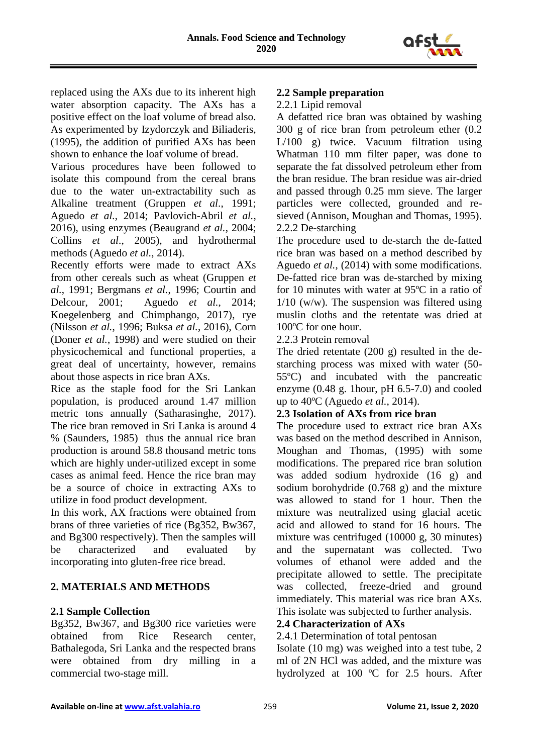replaced using the AXs due to its inherent high water absorption capacity. The AXs has a positive effect on the loaf volume of bread also. As experimented by Izydorczyk and Biliaderis, (1995), the addition of purified AXs has been shown to enhance the loaf volume of bread.

Various procedures have been followed to isolate this compound from the cereal brans due to the water un-extractability such as Alkaline treatment (Gruppen *et al*., 1991; Aguedo *et al.*, 2014; Pavlovich-Abril *et al.*, 2016), using enzymes (Beaugrand *et al.*, 2004; Collins *et al*., 2005), and hydrothermal methods (Aguedo *et al.*, 2014).

Recently efforts were made to extract AXs from other cereals such as wheat (Gruppen *et al.*, 1991; Bergmans *et al.*, 1996; Courtin and Delcour, 2001; Aguedo *et al.*, 2014; Koegelenberg and Chimphango, 2017), rye (Nilsson *et al.*, 1996; Buksa *et al.*, 2016), Corn (Doner *et al.*, 1998) and were studied on their physicochemical and functional properties, a great deal of uncertainty, however, remains about those aspects in rice bran AXs.

Rice as the staple food for the Sri Lankan population, is produced around 1.47 million metric tons annually (Satharasinghe, 2017). The rice bran removed in Sri Lanka is around 4 % (Saunders, 1985) thus the annual rice bran production is around 58.8 thousand metric tons which are highly under-utilized except in some cases as animal feed. Hence the rice bran may be a source of choice in extracting AXs to utilize in food product development.

In this work, AX fractions were obtained from brans of three varieties of rice (Bg352, Bw367, and Bg300 respectively). Then the samples will be characterized and evaluated by incorporating into gluten-free rice bread.

## 2. MATERIALS AND METHODS

### 2.1 Sample Collection

Bg352, Bw367, and Bg300 rice varieties were obtained from Rice Research center, Bathalegoda, Sri Lanka and the respected brans were obtained from dry milling in a commercial two-stage mill.

### 2.2 Sample preparation

2.2.1 Lipid removal

A defatted rice bran was obtained by washing 300 g of rice bran from petroleum ether (0.2 L/100 g) twice. Vacuum filtration using Whatman 110 mm filter paper, was done to separate the fat dissolved petroleum ether from the bran residue. The bran residue was air-dried and passed through 0.25 mm sieve. The larger particles were collected, grounded and re-sieved (Annison, Moughan and Thomas, 1995).

2.2.2 De-starching

The procedure used to de-starch the de-fatted rice bran was based on a method described by Aguedo *et al.*, (2014) with some modifications. De-fatted rice bran was de-starched by mixing for 10 minutes with water at 95ºC in a ratio of 1/10 (w/w). The suspension was filtered using muslin cloths and the retentate was dried at 100ºC for one hour.

2.2.3 Protein removal

The dried retentate (200 g) resulted in the de-starching process was mixed with water (50-55ºC) and incubated with the pancreatic enzyme (0.48 g. 1hour, pH 6.5-7.0) and cooled up to 40ºC (Aguedo *et al.*, 2014).

### 2.3 Isolation of AXs from rice bran

The procedure used to extract rice bran AXs was based on the method described in Annison, Moughan and Thomas, (1995) with some modifications. The prepared rice bran solution was added sodium hydroxide (16 g) and sodium borohydride (0.768 g) and the mixture was allowed to stand for 1 hour. Then the mixture was neutralized using glacial acetic acid and allowed to stand for 16 hours. The mixture was centrifuged (10000 g, 30 minutes) and the supernatant was collected. Two volumes of ethanol were added and the precipitate allowed to settle. The precipitate was collected, freeze-dried and ground immediately. This material was rice bran AXs. This isolate was subjected to further analysis.

### 2.4 Characterization of AXs

2.4.1 Determination of total pentosan

Isolate (10 mg) was weighed into a test tube, 2 ml of 2N HCl was added, and the mixture was hydrolyzed at 100 ºC for 2.5 hours. After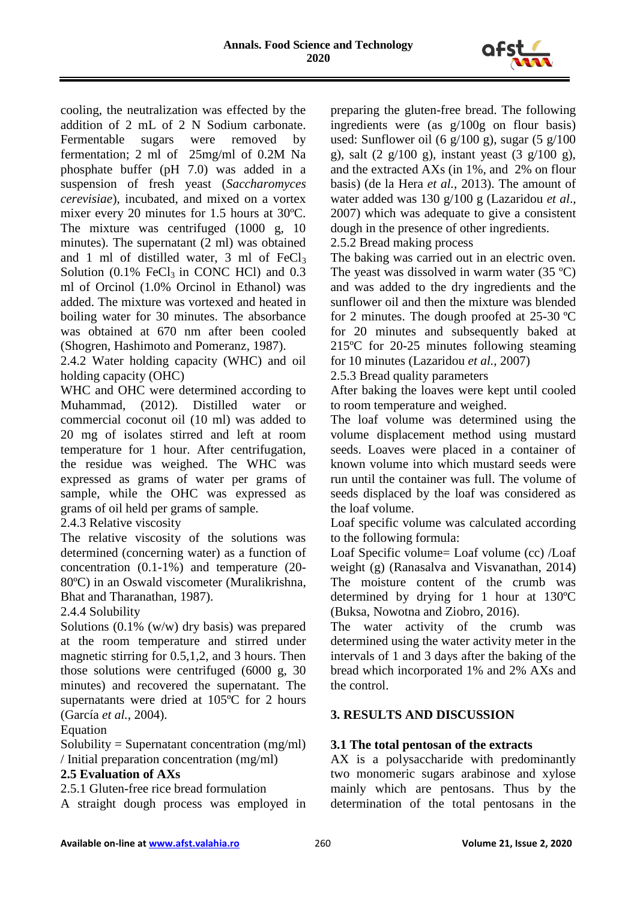cooling, the neutralization was effected by the addition of 2 mL of 2 N Sodium carbonate. Fermentable sugars were removed by fermentation; 2 ml of 25mg/ml of 0.2M Na phosphate buffer (pH 7.0) was added in a suspension of fresh yeast (*Saccharomyces cerevisiae*), incubated, and mixed on a vortex mixer every 20 minutes for 1.5 hours at 30ºC. The mixture was centrifuged (1000 g, 10 minutes). The supernatant (2 ml) was obtained and 1 ml of distilled water, 3 ml of $FeCl_3$ Solution (0.1% $FeCl_3$ in CONC HCl) and 0.3 ml of Orcinol (1.0% Orcinol in Ethanol) was added. The mixture was vortexed and heated in boiling water for 30 minutes. The absorbance was obtained at 670 nm after been cooled (Shogren, Hashimoto and Pomeranz, 1987).

2.4.2 Water holding capacity (WHC) and oil holding capacity (OHC)

WHC and OHC were determined according to Muhammad, (2012). Distilled water or commercial coconut oil (10 ml) was added to 20 mg of isolates stirred and left at room temperature for 1 hour. After centrifugation, the residue was weighed. The WHC was expressed as grams of water per grams of sample, while the OHC was expressed as grams of oil held per grams of sample.

2.4.3 Relative viscosity

The relative viscosity of the solutions was determined (concerning water) as a function of concentration (0.1-1%) and temperature (20-80ºC) in an Oswald viscometer (Muralikrishna, Bhat and Tharanathan, 1987).

2.4.4 Solubility

Solutions (0.1% (w/w) dry basis) was prepared at the room temperature and stirred under magnetic stirring for 0.5,1,2, and 3 hours. Then those solutions were centrifuged (6000 g, 30 minutes) and recovered the supernatant. The supernatants were dried at 105ºC for 2 hours (García *et al.*, 2004).

Equation

Solubility = Supernatant concentration (mg/ml) / Initial preparation concentration (mg/ml)

**2.5 Evaluation of AXs**

2.5.1 Gluten-free rice bread formulation

A straight dough process was employed in preparing the gluten-free bread. The following ingredients were (as g/100g on flour basis) used: Sunflower oil (6 g/100 g), sugar (5 g/100 g), salt (2 g/100 g), instant yeast (3 g/100 g), and the extracted AXs (in 1%, and 2% on flour basis) (de la Hera *et al.*, 2013). The amount of water added was 130 g/100 g (Lazaridou *et al*., 2007) which was adequate to give a consistent dough in the presence of other ingredients.

2.5.2 Bread making process

The baking was carried out in an electric oven. The yeast was dissolved in warm water (35 ºC) and was added to the dry ingredients and the sunflower oil and then the mixture was blended for 2 minutes. The dough proofed at 25-30 ºC for 20 minutes and subsequently baked at 215ºC for 20-25 minutes following steaming for 10 minutes (Lazaridou *et al.*, 2007)

2.5.3 Bread quality parameters

After baking the loaves were kept until cooled to room temperature and weighed.

The loaf volume was determined using the volume displacement method using mustard seeds. Loaves were placed in a container of known volume into which mustard seeds were run until the container was full. The volume of seeds displaced by the loaf was considered as the loaf volume.

Loaf specific volume was calculated according to the following formula:

Loaf Specific volume= Loaf volume (cc) /Loaf weight (g) (Ranasalva and Visvanathan, 2014)

The moisture content of the crumb was determined by drying for 1 hour at 130ºC (Buksa, Nowotna and Ziobro, 2016).

The water activity of the crumb was determined using the water activity meter in the intervals of 1 and 3 days after the baking of the bread which incorporated 1% and 2% AXs and the control.

## 3. RESULTS AND DISCUSSION

### 3.1 The total pentosan of the extracts

AX is a polysaccharide with predominantly two monomeric sugars arabinose and xylose mainly which are pentosans. Thus by the determination of the total pentosans in the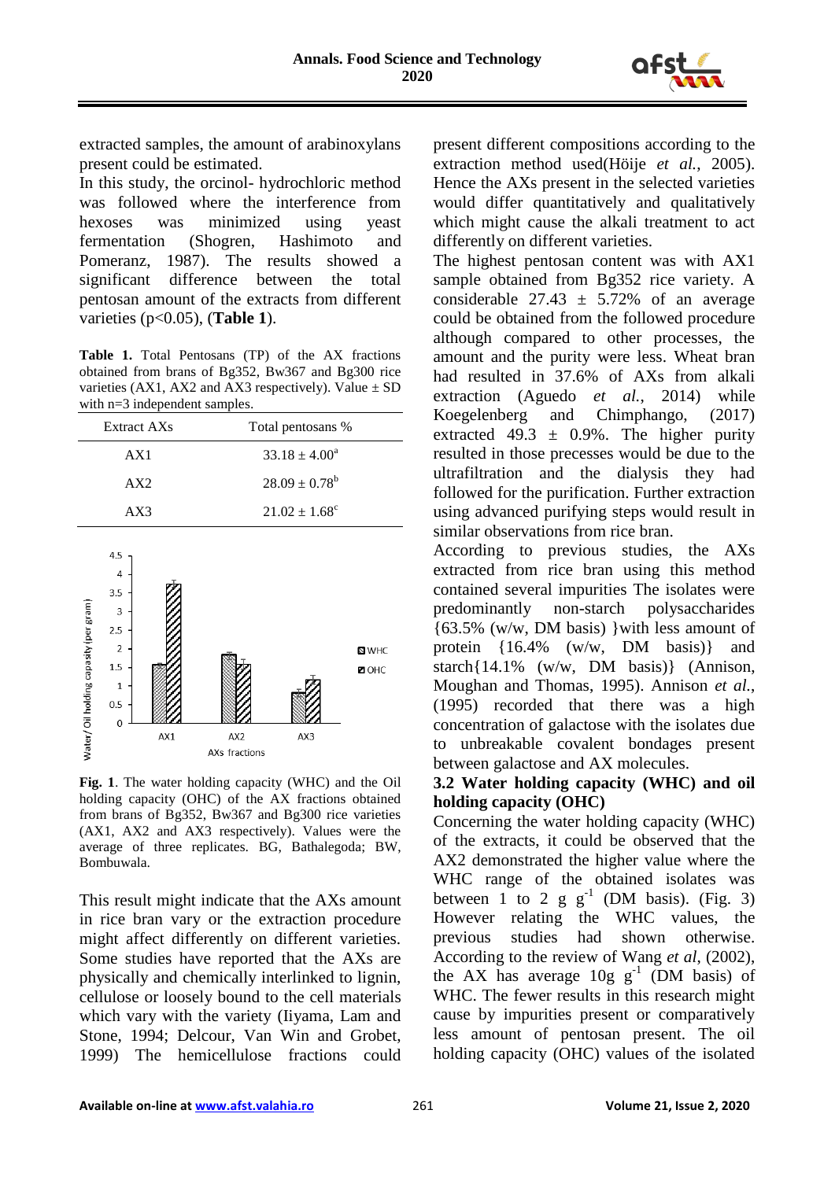extracted samples, the amount of arabinoxylans present could be estimated.

In this study, the orcinol- hydrochloric method was followed where the interference from hexoses was minimized using yeast fermentation (Shogren, Hashimoto and Pomeranz, 1987). The results showed a significant difference between the total pentosan amount of the extracts from different varieties ($p<0.05$), (**Table 1**).

**Table 1.** Total Pentosans (TP) of the AX fractions obtained from brans of Bg352, Bw367 and Bg300 rice varieties (AX1, AX2 and AX3 respectively). Value ± SD with n=3 independent samples.

| Extract AXs | Total pentosans % |
|---|---|
| AX1 | $33.18 \pm 4.00^{a}$ |
| AX2 | $28.09 \pm 0.78^{b}$ |
| AX3 | $21.02 \pm 1.68^{c}$ |

**Fig. 1**. The water holding capacity (WHC) and the Oil holding capacity (OHC) of the AX fractions obtained from brans of Bg352, Bw367 and Bg300 rice varieties (AX1, AX2 and AX3 respectively). Values were the average of three replicates. BG, Bathalegoda; BW, Bombuwala.

This result might indicate that the AXs amount in rice bran vary or the extraction procedure might affect differently on different varieties. Some studies have reported that the AXs are physically and chemically interlinked to lignin, cellulose or loosely bound to the cell materials which vary with the variety (Iiyama, Lam and Stone, 1994; Delcour, Van Win and Grobet, 1999) The hemicellulose fractions could present different compositions according to the extraction method used(Höije *et al.*, 2005). Hence the AXs present in the selected varieties would differ quantitatively and qualitatively which might cause the alkali treatment to act differently on different varieties.

The highest pentosan content was with AX1 sample obtained from Bg352 rice variety. A considerable 27.43 ± 5.72% of an average could be obtained from the followed procedure although compared to other processes, the amount and the purity were less. Wheat bran had resulted in 37.6% of AXs from alkali extraction (Aguedo *et al.*, 2014) while Koegelenberg and Chimphango, (2017) extracted 49.3 ± 0.9%. The higher purity resulted in those precesses would be due to the ultrafiltration and the dialysis they had followed for the purification. Further extraction using advanced purifying steps would result in similar observations from rice bran.

According to previous studies, the AXs extracted from rice bran using this method contained several impurities The isolates were predominantly non-starch polysaccharides {63.5% (w/w, DM basis) }with less amount of protein {16.4% (w/w, DM basis)} and starch{14.1% (w/w, DM basis)} (Annison, Moughan and Thomas, 1995). Annison *et al.*, (1995) recorded that there was a high concentration of galactose with the isolates due to unbreakable covalent bondages present between galactose and AX molecules.

### 3.2 Water holding capacity (WHC) and oil holding capacity (OHC)

Concerning the water holding capacity (WHC) of the extracts, it could be observed that the AX2 demonstrated the higher value where the WHC range of the obtained isolates was between 1 to 2 g $g^{-1}$ (DM basis). (Fig. 3) However relating the WHC values, the previous studies had shown otherwise. According to the review of Wang *et al*, (2002), the AX has average 10g $g^{-1}$ (DM basis) of WHC. The fewer results in this research might cause by impurities present or comparatively less amount of pentosan present. The oil holding capacity (OHC) values of the isolated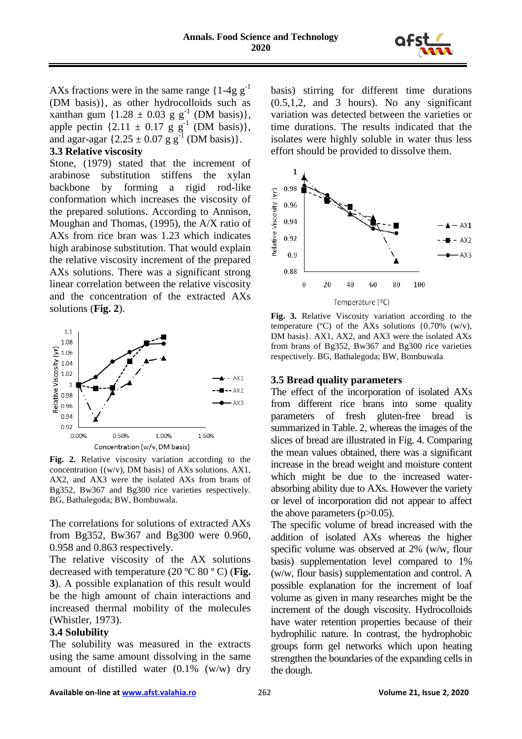AXs fractions were in the same range {1-4g $g^{-1}$ (DM basis)}, as other hydrocolloids such as xanthan gum {1.28 ± 0.03 g $g^{-1}$ (DM basis)}, apple pectin {2.11 ± 0.17 g $g^{-1}$ (DM basis)}, and agar-agar {2.25 ± 0.07 g $g^{-1}$ (DM basis)}.

### 3.3 Relative viscosity

Stone, (1979) stated that the increment of arabinose substitution stiffens the xylan backbone by forming a rigid rod-like conformation which increases the viscosity of the prepared solutions. According to Annison, Moughan and Thomas, (1995), the A/X ratio of AXs from rice bran was 1.23 which indicates high arabinose substitution. That would explain the relative viscosity increment of the prepared AXs solutions. There was a significant strong linear correlation between the relative viscosity and the concentration of the extracted AXs solutions (**Fig. 2**).

**Fig. 2.** Relative viscosity variation according to the concentration {(w/v), DM basis} of AXs solutions. AX1, AX2, and AX3 were the isolated AXs from brans of Bg352, Bw367 and Bg300 rice varieties respectively. BG, Bathalegoda; BW, Bombuwala.

The correlations for solutions of extracted AXs from Bg352, Bw367 and Bg300 were 0.960, 0.958 and 0.863 respectively.

The relative viscosity of the AX solutions decreased with temperature (20 ºC 80 º C) (**Fig. 3**). A possible explanation of this result would be the high amount of chain interactions and increased thermal mobility of the molecules (Whistler, 1973).

### 3.4 Solubility

The solubility was measured in the extracts using the same amount dissolving in the same amount of distilled water (0.1% (w/w) dry basis) stirring for different time durations (0.5,1,2, and 3 hours). No any significant variation was detected between the varieties or time durations. The results indicated that the isolates were highly soluble in water thus less effort should be provided to dissolve them.

**Fig. 3.** Relative Viscosity variation according to the temperature (ºC) of the AXs solutions {0.70% (w/v), DM basis}. AX1, AX2, and AX3 were the isolated AXs from brans of Bg352, Bw367 and Bg300 rice varieties respectively. BG, Bathalegoda; BW, Bombuwala

### 3.5 Bread quality parameters

The effect of the incorporation of isolated AXs from different rice brans into some quality parameters of fresh gluten-free bread is summarized in Table. 2, whereas the images of the slices of bread are illustrated in Fig. 4. Comparing the mean values obtained, there was a significant increase in the bread weight and moisture content which might be due to the increased water-absorbing ability due to AXs. However the variety or level of incorporation did not appear to affect the above parameters ($p>0.05$).

The specific volume of bread increased with the addition of isolated AXs whereas the higher specific volume was observed at 2% (w/w, flour basis) supplementation level compared to 1% (w/w, flour basis) supplementation and control. A possible explanation for the increment of loaf volume as given in many researches might be the increment of the dough viscosity. Hydrocolloids have water retention properties because of their hydrophilic nature. In contrast, the hydrophobic groups form gel networks which upon heating strengthen the boundaries of the expanding cells in the dough.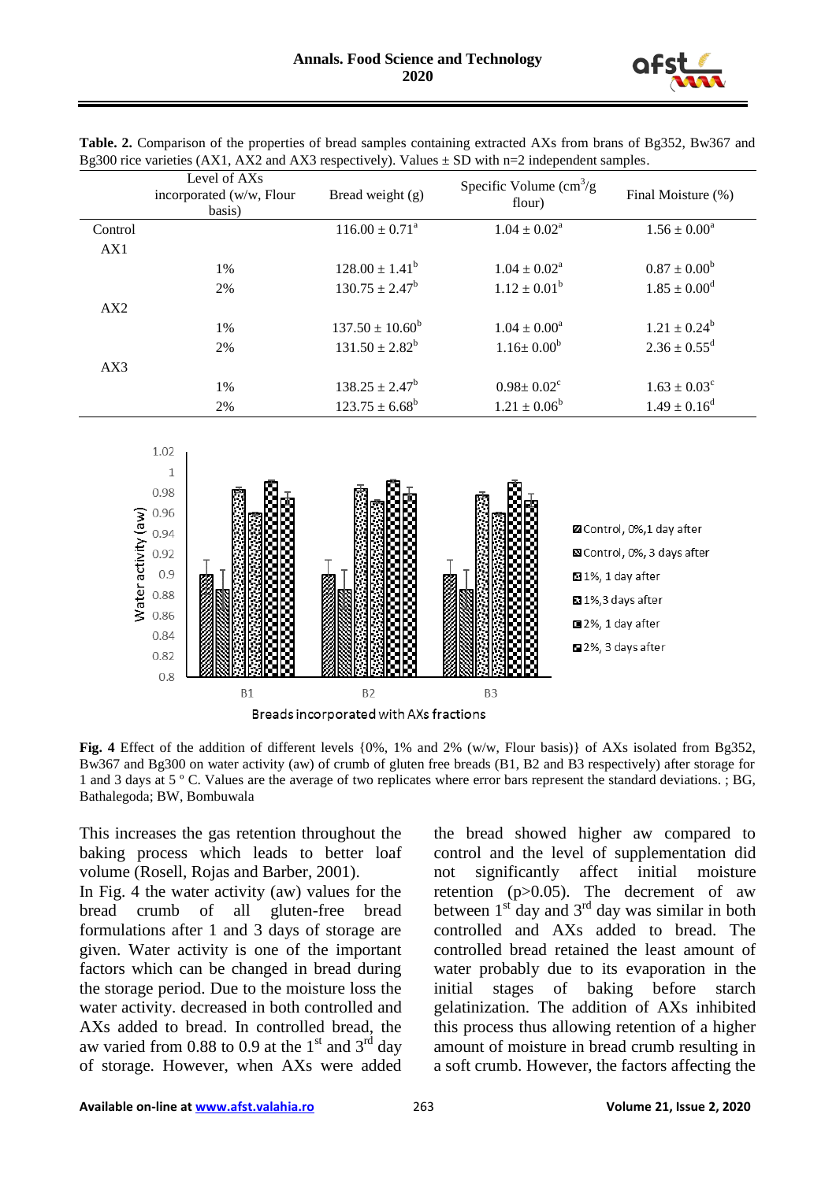**Table. 2.** Comparison of the properties of bread samples containing extracted AXs from brans of Bg352, Bw367 and Bg300 rice varieties (AX1, AX2 and AX3 respectively). Values ± SD with n=2 independent samples.

| | Level of AXs incorporated (w/w, Flour basis) | Bread weight (g) | Specific Volume ($cm^3$/g flour) | Final Moisture (%) |
|---|---|---|---|---|
| Control | | $116.00 \pm 0.71^a$ | $1.04 \pm 0.02^a$ | $1.56 \pm 0.00^a$ |
| AX1 | | | | |
| | 1% | $128.00 \pm 1.41^b$ | $1.04 \pm 0.02^a$ | $0.87 \pm 0.00^b$ |
| | 2% | $130.75 \pm 2.47^b$ | $1.12 \pm 0.01^b$ | $1.85 \pm 0.00^d$ |
| AX2 | | | | |
| | 1% | $137.50 \pm 10.60^b$ | $1.04 \pm 0.00^a$ | $1.21 \pm 0.24^b$ |
| | 2% | $131.50 \pm 2.82^b$ | $1.16 \pm 0.00^b$ | $2.36 \pm 0.55^d$ |
| AX3 | | | | |
| | 1% | $138.25 \pm 2.47^b$ | $0.98 \pm 0.02^c$ | $1.63 \pm 0.03^c$ |
| | 2% | $123.75 \pm 6.68^b$ | $1.21 \pm 0.06^b$ | $1.49 \pm 0.16^d$ |

**Fig. 4** Effect of the addition of different levels {0%, 1% and 2% (w/w, Flour basis)} of AXs isolated from Bg352, Bw367 and Bg300 on water activity (aw) of crumb of gluten free breads (B1, B2 and B3 respectively) after storage for 1 and 3 days at 5 º C. Values are the average of two replicates where error bars represent the standard deviations. ; BG, Bathalegoda; BW, Bombuwala

This increases the gas retention throughout the baking process which leads to better loaf volume (Rosell, Rojas and Barber, 2001).

In Fig. 4 the water activity (aw) values for the bread crumb of all gluten-free bread formulations after 1 and 3 days of storage are given. Water activity is one of the important factors which can be changed in bread during the storage period. Due to the moisture loss the water activity. decreased in both controlled and AXs added to bread. In controlled bread, the aw varied from 0.88 to 0.9 at the 1st and 3rd day of storage. However, when AXs were added the bread showed higher aw compared to control and the level of supplementation did not significantly affect initial moisture retention ($p>0.05$). The decrement of aw between 1st day and 3rd day was similar in both controlled and AXs added to bread. The controlled bread retained the least amount of water probably due to its evaporation in the initial stages of baking before starch gelatinization. The addition of AXs inhibited this process thus allowing retention of a higher amount of moisture in bread crumb resulting in a soft crumb. However, the factors affecting the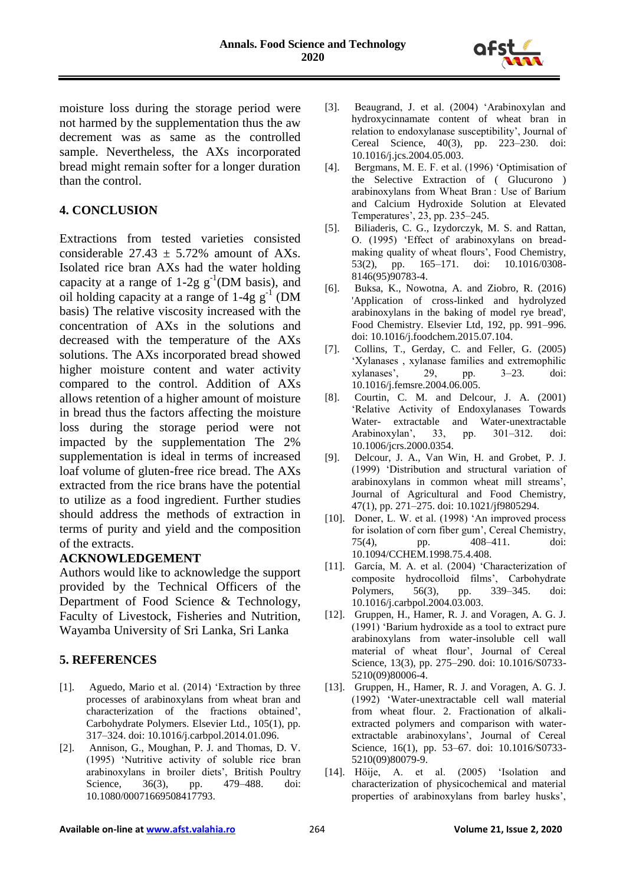moisture loss during the storage period were not harmed by the supplementation thus the aw decrement was same as the controlled sample. Nevertheless, the AXs incorporated bread might remain softer for a longer duration than the control.

## 4. CONCLUSION

Extractions from tested varieties consisted considerable 27.43 ± 5.72% amount of AXs. Isolated rice bran AXs had the water holding capacity at a range of 1-2g $g^{-1}$(DM basis), and oil holding capacity at a range of 1-4g $g^{-1}$ (DM basis) The relative viscosity increased with the concentration of AXs in the solutions and decreased with the temperature of the AXs solutions. The AXs incorporated bread showed higher moisture content and water activity compared to the control. Addition of AXs allows retention of a higher amount of moisture in bread thus the factors affecting the moisture loss during the storage period were not impacted by the supplementation The 2% supplementation is ideal in terms of increased loaf volume of gluten-free rice bread. The AXs extracted from the rice brans have the potential to utilize as a food ingredient. Further studies should address the methods of extraction in terms of purity and yield and the composition of the extracts.

### ACKNOWLEDGEMENT

Authors would like to acknowledge the support provided by the Technical Officers of the Department of Food Science & Technology, Faculty of Livestock, Fisheries and Nutrition, Wayamba University of Sri Lanka, Sri Lanka

## 5. REFERENCES

[1]. Aguedo, Mario et al. (2014) 'Extraction by three processes of arabinoxylans from wheat bran and characterization of the fractions obtained', Carbohydrate Polymers. Elsevier Ltd., 105(1), pp. 317–324. doi: 10.1016/j.carbpol.2014.01.096.

[2]. Annison, G., Moughan, P. J. and Thomas, D. V. (1995) 'Nutritive activity of soluble rice bran arabinoxylans in broiler diets', British Poultry Science, 36(3), pp. 479–488. doi: 10.1080/00071669508417793.

[3]. Beaugrand, J. et al. (2004) 'Arabinoxylan and hydroxycinnamate content of wheat bran in relation to endoxylanase susceptibility', Journal of Cereal Science, 40(3), pp. 223–230. doi: 10.1016/j.jcs.2004.05.003.

[4]. Bergmans, M. E. F. et al. (1996) 'Optimisation of the Selective Extraction of ( Glucurono ) arabinoxylans from Wheat Bran : Use of Barium and Calcium Hydroxide Solution at Elevated Temperatures', 23, pp. 235–245.

[5]. Biliaderis, C. G., Izydorczyk, M. S. and Rattan, O. (1995) 'Effect of arabinoxylans on bread-making quality of wheat flours', Food Chemistry, 53(2), pp. 165–171. doi: 10.1016/0308-8146(95)90783-4.

[6]. Buksa, K., Nowotna, A. and Ziobro, R. (2016) 'Application of cross-linked and hydrolyzed arabinoxylans in the baking of model rye bread', Food Chemistry. Elsevier Ltd, 192, pp. 991–996. doi: 10.1016/j.foodchem.2015.07.104.

[7]. Collins, T., Gerday, C. and Feller, G. (2005) 'Xylanases , xylanase families and extremophilic xylanases', 29, pp. 3–23. doi: 10.1016/j.femsre.2004.06.005.

[8]. Courtin, C. M. and Delcour, J. A. (2001) 'Relative Activity of Endoxylanases Towards Water- extractable and Water-unextractable Arabinoxylan', 33, pp. 301–312. doi: 10.1006/jcrs.2000.0354.

[9]. Delcour, J. A., Van Win, H. and Grobet, P. J. (1999) 'Distribution and structural variation of arabinoxylans in common wheat mill streams', Journal of Agricultural and Food Chemistry, 47(1), pp. 271–275. doi: 10.1021/jf9805294.

[10]. Doner, L. W. et al. (1998) 'An improved process for isolation of corn fiber gum', Cereal Chemistry, 75(4), pp. 408–411. doi: 10.1094/CCHEM.1998.75.4.408.

[11]. García, M. A. et al. (2004) 'Characterization of composite hydrocolloid films', Carbohydrate Polymers, 56(3), pp. 339–345. doi: 10.1016/j.carbpol.2004.03.003.

[12]. Gruppen, H., Hamer, R. J. and Voragen, A. G. J. (1991) 'Barium hydroxide as a tool to extract pure arabinoxylans from water-insoluble cell wall material of wheat flour', Journal of Cereal Science, 13(3), pp. 275–290. doi: 10.1016/S0733-5210(09)80006-4.

[13]. Gruppen, H., Hamer, R. J. and Voragen, A. G. J. (1992) 'Water-unextractable cell wall material from wheat flour. 2. Fractionation of alkali-extracted polymers and comparison with water-extractable arabinoxylans', Journal of Cereal Science, 16(1), pp. 53–67. doi: 10.1016/S0733-5210(09)80079-9.

[14]. Höije, A. et al. (2005) 'Isolation and characterization of physicochemical and material properties of arabinoxylans from barley husks',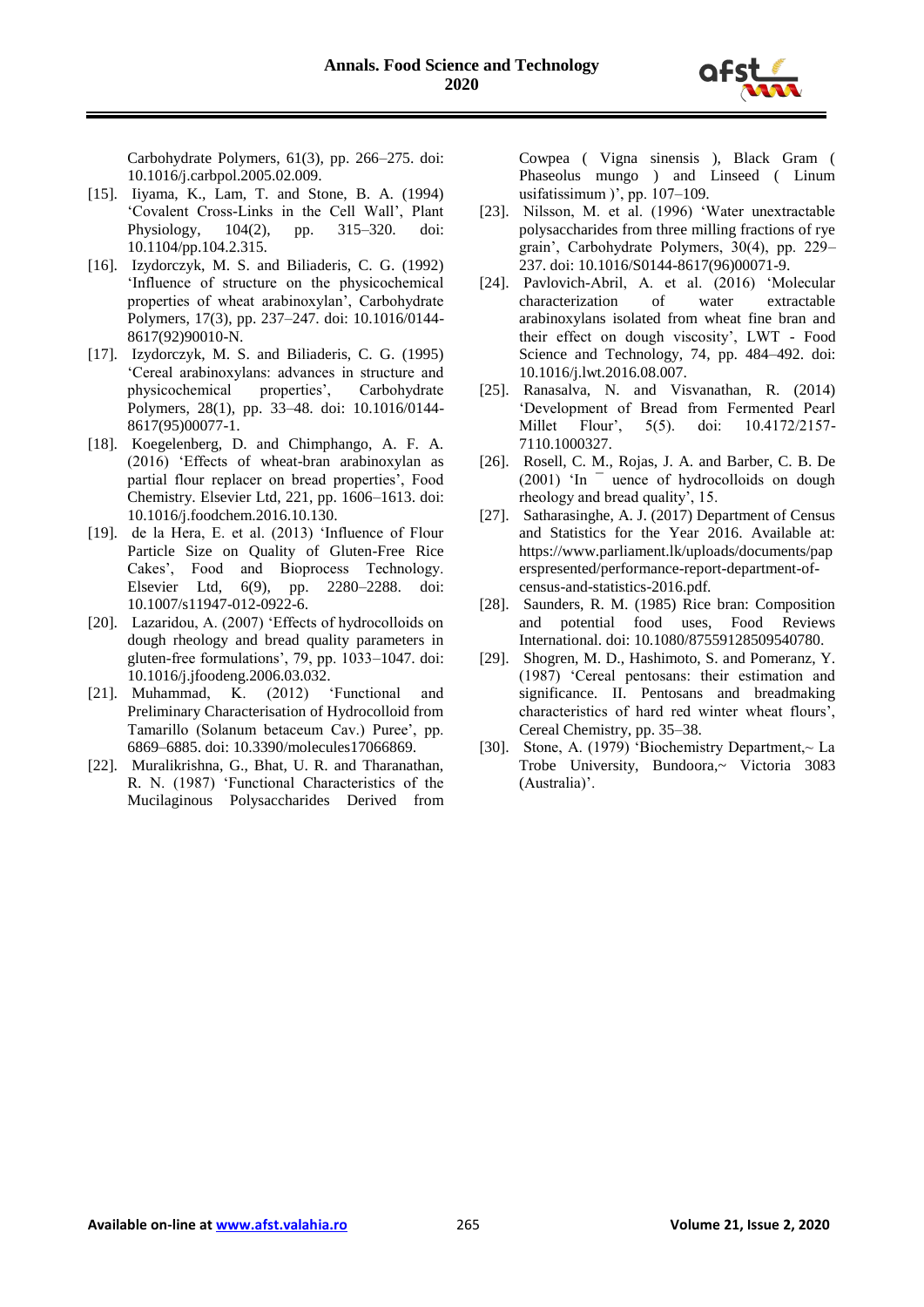Carbohydrate Polymers, 61(3), pp. 266–275. doi: 10.1016/j.carbpol.2005.02.009.

[15]. Iiyama, K., Lam, T. and Stone, B. A. (1994) 'Covalent Cross-Links in the Cell Wall', Plant Physiology, 104(2), pp. 315–320. doi: 10.1104/pp.104.2.315.

[16]. Izydorczyk, M. S. and Biliaderis, C. G. (1992) 'Influence of structure on the physicochemical properties of wheat arabinoxylan', Carbohydrate Polymers, 17(3), pp. 237–247. doi: 10.1016/0144-8617(92)90010-N.

[17]. Izydorczyk, M. S. and Biliaderis, C. G. (1995) 'Cereal arabinoxylans: advances in structure and physicochemical properties', Carbohydrate Polymers, 28(1), pp. 33–48. doi: 10.1016/0144-8617(95)00077-1.

[18]. Koegelenberg, D. and Chimphango, A. F. A. (2016) 'Effects of wheat-bran arabinoxylan as partial flour replacer on bread properties', Food Chemistry. Elsevier Ltd, 221, pp. 1606–1613. doi: 10.1016/j.foodchem.2016.10.130.

[19]. de la Hera, E. et al. (2013) 'Influence of Flour Particle Size on Quality of Gluten-Free Rice Cakes', Food and Bioprocess Technology. Elsevier Ltd, 6(9), pp. 2280–2288. doi: 10.1007/s11947-012-0922-6.

[20]. Lazaridou, A. (2007) 'Effects of hydrocolloids on dough rheology and bread quality parameters in gluten-free formulations', 79, pp. 1033–1047. doi: 10.1016/j.jfoodeng.2006.03.032.

[21]. Muhammad, K. (2012) 'Functional and Preliminary Characterisation of Hydrocolloid from Tamarillo (Solanum betaceum Cav.) Puree', pp. 6869–6885. doi: 10.3390/molecules17066869.

[22]. Muralikrishna, G., Bhat, U. R. and Tharanathan, R. N. (1987) 'Functional Characteristics of the Mucilaginous Polysaccharides Derived from Cowpea ( Vigna sinensis ), Black Gram ( Phaseolus mungo ) and Linseed ( Linum usifatissimum )', pp. 107–109.

[23]. Nilsson, M. et al. (1996) 'Water unextractable polysaccharides from three milling fractions of rye grain', Carbohydrate Polymers, 30(4), pp. 229–237. doi: 10.1016/S0144-8617(96)00071-9.

[24]. Pavlovich-Abril, A. et al. (2016) 'Molecular characterization of water extractable arabinoxylans isolated from wheat fine bran and their effect on dough viscosity', LWT - Food Science and Technology, 74, pp. 484–492. doi: 10.1016/j.lwt.2016.08.007.

[25]. Ranasalva, N. and Visvanathan, R. (2014) 'Development of Bread from Fermented Pearl Millet Flour', 5(5). doi: 10.4172/2157-7110.1000327.

[26]. Rosell, C. M., Rojas, J. A. and Barber, C. B. De (2001) 'In ¯ uence of hydrocolloids on dough rheology and bread quality', 15.

[27]. Satharasinghe, A. J. (2017) Department of Census and Statistics for the Year 2016. Available at: https://www.parliament.lk/uploads/documents/paperspresented/performance-report-department-of-census-and-statistics-2016.pdf.

[28]. Saunders, R. M. (1985) Rice bran: Composition and potential food uses, Food Reviews International. doi: 10.1080/87559128509540780.

[29]. Shogren, M. D., Hashimoto, S. and Pomeranz, Y. (1987) 'Cereal pentosans: their estimation and significance. II. Pentosans and breadmaking characteristics of hard red winter wheat flours', Cereal Chemistry, pp. 35–38.

[30]. Stone, A. (1979) 'Biochemistry Department,~ La Trobe University, Bundoora,~ Victoria 3083 (Australia)'.